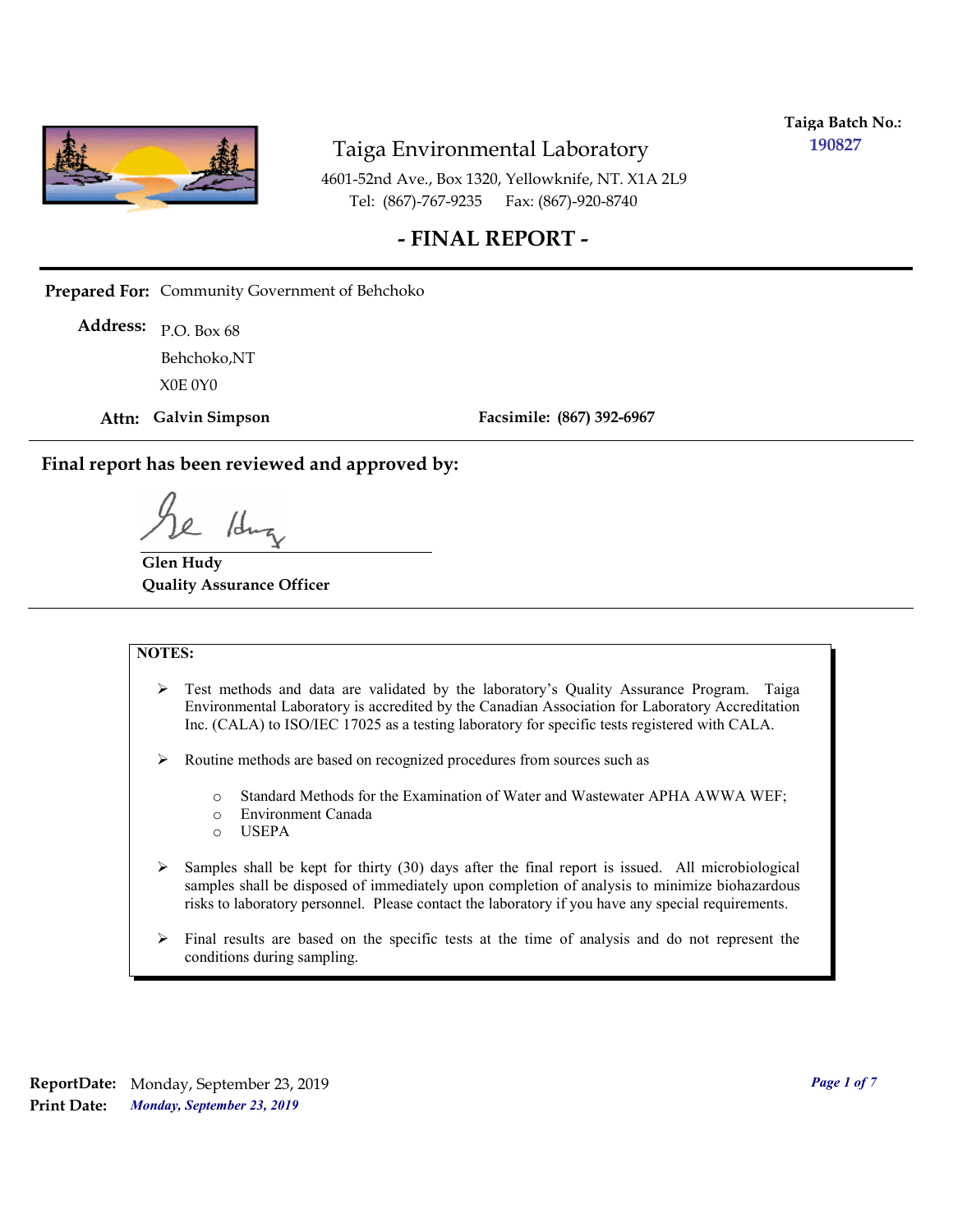**Taiga Batch No.:** 190827

# Taiga Environmental Laboratory

4601-52nd Ave., Box 1320, Yellowknife, NT. X1A 2L9
Tel: (867)-767-9235 Fax: (867)-920-8740

## - FINAL REPORT -

**Prepared For:** Community Government of Behchoko

**Address:** P.O. Box 68
Behchoko,NT
X0E 0Y0

**Attn: Galvin Simpson** **Facsimile: (867) 392-6967**

---

### Final report has been reviewed and approved by:

**Glen Hudy**
**Quality Assurance Officer**

---

**NOTES:**

- Test methods and data are validated by the laboratory's Quality Assurance Program. Taiga Environmental Laboratory is accredited by the Canadian Association for Laboratory Accreditation Inc. (CALA) to ISO/IEC 17025 as a testing laboratory for specific tests registered with CALA.
- Routine methods are based on recognized procedures from sources such as
  - Standard Methods for the Examination of Water and Wastewater APHA AWWA WEF;
  - Environment Canada
  - USEPA
- Samples shall be kept for thirty (30) days after the final report is issued. All microbiological samples shall be disposed of immediately upon completion of analysis to minimize biohazardous risks to laboratory personnel. Please contact the laboratory if you have any special requirements.
- Final results are based on the specific tests at the time of analysis and do not represent the conditions during sampling.

**ReportDate:** Monday, September 23, 2019
**Print Date:** *Monday, September 23, 2019*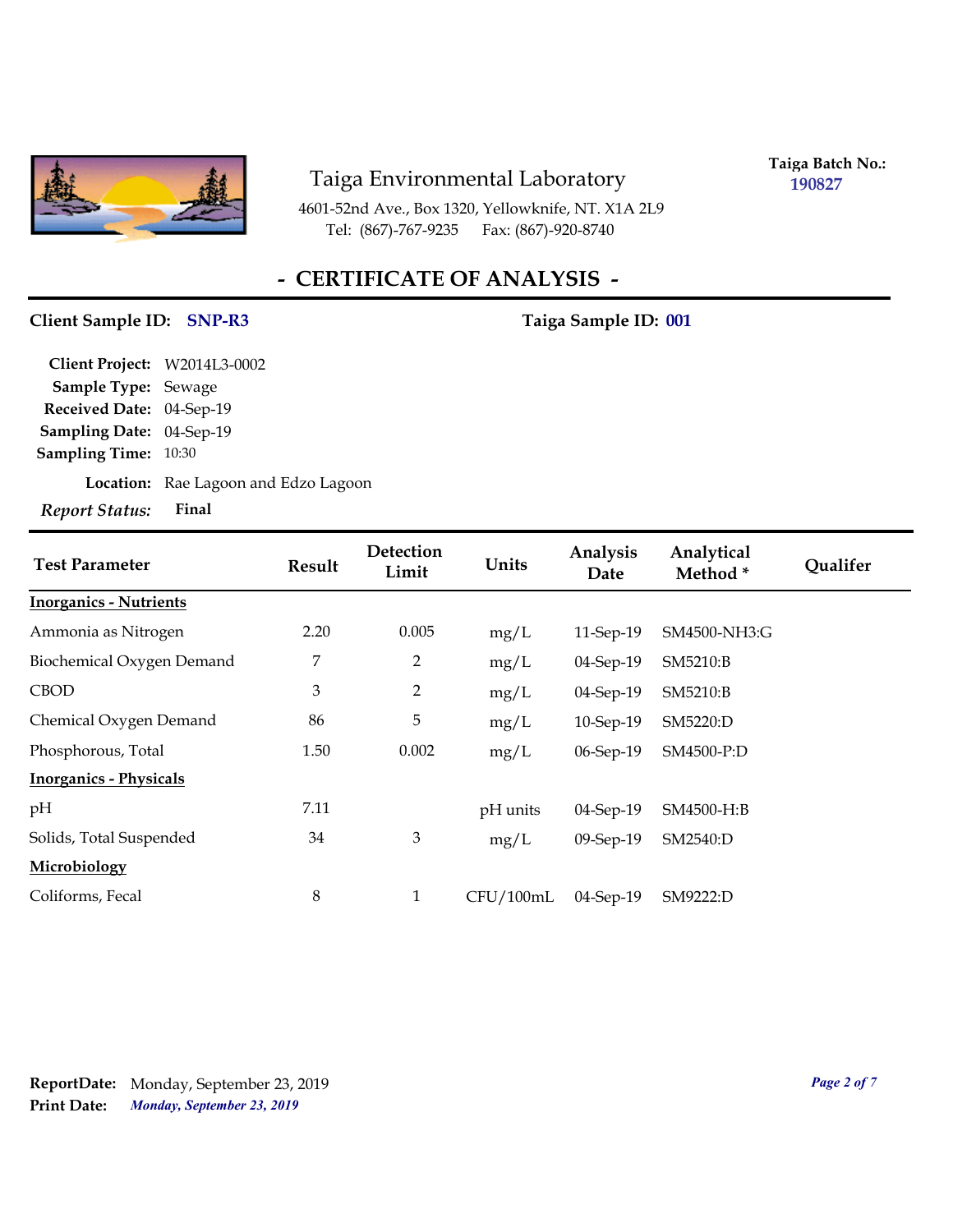Taiga Environmental Laboratory

4601-52nd Ave., Box 1320, Yellowknife, NT. X1A 2L9
Tel: (867)-767-9235 Fax: (867)-920-8740

**Taiga Batch No.:** 190827

# - CERTIFICATE OF ANALYSIS -

**Client Sample ID:** SNP-R3 **Taiga Sample ID:** 001

**Client Project:** W2014L3-0002
**Sample Type:** Sewage
**Received Date:** 04-Sep-19
**Sampling Date:** 04-Sep-19
**Sampling Time:** 10:30

**Location:** Rae Lagoon and Edzo Lagoon
***Report Status:*** **Final**

| Test Parameter | Result | Detection Limit | Units | Analysis Date | Analytical Method * | Qualifer |
|---|---|---|---|---|---|---|
| **Inorganics - Nutrients** | | | | | | |
| Ammonia as Nitrogen | 2.20 | 0.005 | mg/L | 11-Sep-19 | SM4500-NH3:G | |
| Biochemical Oxygen Demand | 7 | 2 | mg/L | 04-Sep-19 | SM5210:B | |
| CBOD | 3 | 2 | mg/L | 04-Sep-19 | SM5210:B | |
| Chemical Oxygen Demand | 86 | 5 | mg/L | 10-Sep-19 | SM5220:D | |
| Phosphorous, Total | 1.50 | 0.002 | mg/L | 06-Sep-19 | SM4500-P:D | |
| **Inorganics - Physicals** | | | | | | |
| pH | 7.11 | | pH units | 04-Sep-19 | SM4500-H:B | |
| Solids, Total Suspended | 34 | 3 | mg/L | 09-Sep-19 | SM2540:D | |
| **Microbiology** | | | | | | |
| Coliforms, Fecal | 8 | 1 | CFU/100mL | 04-Sep-19 | SM9222:D | |

**ReportDate:** Monday, September 23, 2019
**Print Date:** *Monday, September 23, 2019*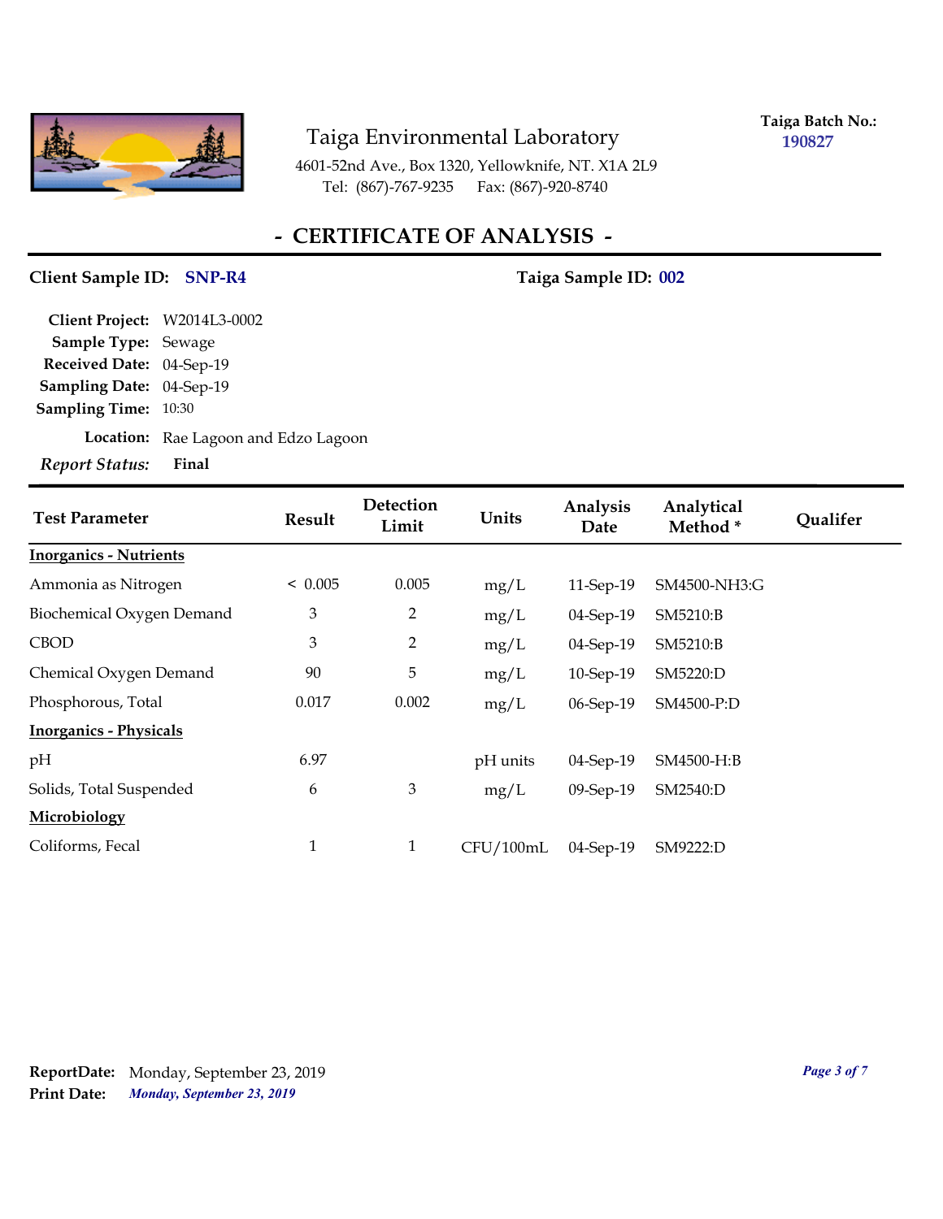# Taiga Environmental Laboratory

4601-52nd Ave., Box 1320, Yellowknife, NT. X1A 2L9
Tel: (867)-767-9235 Fax: (867)-920-8740

**Taiga Batch No.:** 190827

## - CERTIFICATE OF ANALYSIS -

**Client Sample ID:** SNP-R4 **Taiga Sample ID:** 002

**Client Project:** W2014L3-0002
**Sample Type:** Sewage
**Received Date:** 04-Sep-19
**Sampling Date:** 04-Sep-19
**Sampling Time:** 10:30

**Location:** Rae Lagoon and Edzo Lagoon

***Report Status:*** **Final**

| Test Parameter | Result | Detection Limit | Units | Analysis Date | Analytical Method * | Qualifer |
|---|---|---|---|---|---|---|
| **Inorganics - Nutrients** | | | | | | |
| Ammonia as Nitrogen | < 0.005 | 0.005 | mg/L | 11-Sep-19 | SM4500-NH3:G | |
| Biochemical Oxygen Demand | 3 | 2 | mg/L | 04-Sep-19 | SM5210:B | |
| CBOD | 3 | 2 | mg/L | 04-Sep-19 | SM5210:B | |
| Chemical Oxygen Demand | 90 | 5 | mg/L | 10-Sep-19 | SM5220:D | |
| Phosphorous, Total | 0.017 | 0.002 | mg/L | 06-Sep-19 | SM4500-P:D | |
| **Inorganics - Physicals** | | | | | | |
| pH | 6.97 | | pH units | 04-Sep-19 | SM4500-H:B | |
| Solids, Total Suspended | 6 | 3 | mg/L | 09-Sep-19 | SM2540:D | |
| **Microbiology** | | | | | | |
| Coliforms, Fecal | 1 | 1 | CFU/100mL | 04-Sep-19 | SM9222:D | |

**ReportDate:** Monday, September 23, 2019
**Print Date:** *Monday, September 23, 2019*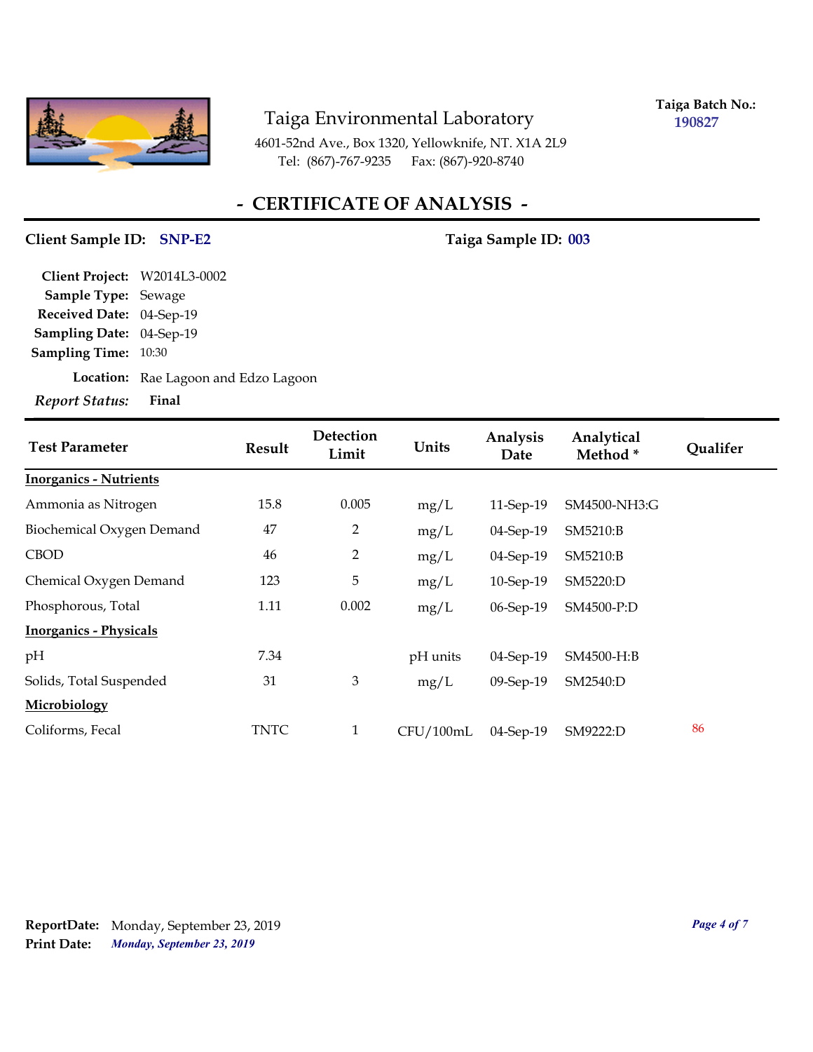# Taiga Environmental Laboratory

4601-52nd Ave., Box 1320, Yellowknife, NT. X1A 2L9
Tel: (867)-767-9235 Fax: (867)-920-8740

**Taiga Batch No.:** 190827

## - CERTIFICATE OF ANALYSIS -

**Client Sample ID:** SNP-E2 **Taiga Sample ID:** 003

**Client Project:** W2014L3-0002
**Sample Type:** Sewage
**Received Date:** 04-Sep-19
**Sampling Date:** 04-Sep-19
**Sampling Time:** 10:30
**Location:** Rae Lagoon and Edzo Lagoon
***Report Status:*** **Final**

| Test Parameter | Result | Detection Limit | Units | Analysis Date | Analytical Method * | Qualifer |
|---|---|---|---|---|---|---|
| **Inorganics - Nutrients** | | | | | | |
| Ammonia as Nitrogen | 15.8 | 0.005 | mg/L | 11-Sep-19 | SM4500-NH3:G | |
| Biochemical Oxygen Demand | 47 | 2 | mg/L | 04-Sep-19 | SM5210:B | |
| CBOD | 46 | 2 | mg/L | 04-Sep-19 | SM5210:B | |
| Chemical Oxygen Demand | 123 | 5 | mg/L | 10-Sep-19 | SM5220:D | |
| Phosphorous, Total | 1.11 | 0.002 | mg/L | 06-Sep-19 | SM4500-P:D | |
| **Inorganics - Physicals** | | | | | | |
| pH | 7.34 | | pH units | 04-Sep-19 | SM4500-H:B | |
| Solids, Total Suspended | 31 | 3 | mg/L | 09-Sep-19 | SM2540:D | |
| **Microbiology** | | | | | | |
| Coliforms, Fecal | TNTC | 1 | CFU/100mL | 04-Sep-19 | SM9222:D | 86 |

**ReportDate:** Monday, September 23, 2019
**Print Date:** *Monday, September 23, 2019*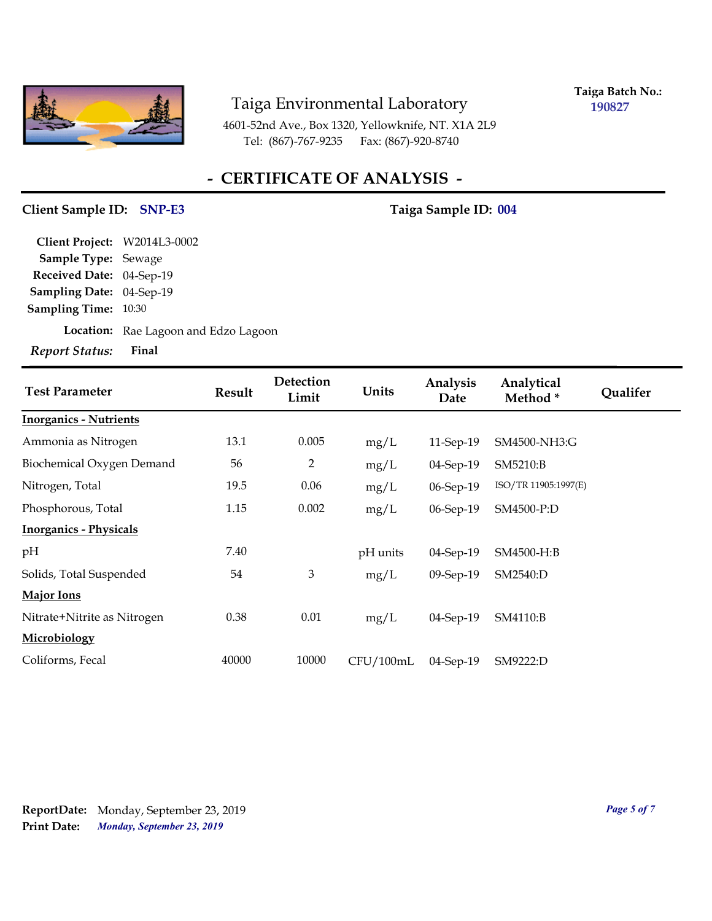# Taiga Environmental Laboratory

4601-52nd Ave., Box 1320, Yellowknife, NT. X1A 2L9
Tel: (867)-767-9235 Fax: (867)-920-8740

**Taiga Batch No.:** 190827

## - CERTIFICATE OF ANALYSIS -

**Client Sample ID:** **SNP-E3** **Taiga Sample ID:** **004**

**Client Project:** W2014L3-0002
**Sample Type:** Sewage
**Received Date:** 04-Sep-19
**Sampling Date:** 04-Sep-19
**Sampling Time:** 10:30
**Location:** Rae Lagoon and Edzo Lagoon
***Report Status:*** **Final**

| Test Parameter | Result | Detection Limit | Units | Analysis Date | Analytical Method * | Qualifer |
|---|---|---|---|---|---|---|
| **Inorganics - Nutrients** | | | | | | |
| Ammonia as Nitrogen | 13.1 | 0.005 | mg/L | 11-Sep-19 | SM4500-NH3:G | |
| Biochemical Oxygen Demand | 56 | 2 | mg/L | 04-Sep-19 | SM5210:B | |
| Nitrogen, Total | 19.5 | 0.06 | mg/L | 06-Sep-19 | ISO/TR 11905:1997(E) | |
| Phosphorous, Total | 1.15 | 0.002 | mg/L | 06-Sep-19 | SM4500-P:D | |
| **Inorganics - Physicals** | | | | | | |
| pH | 7.40 | | pH units | 04-Sep-19 | SM4500-H:B | |
| Solids, Total Suspended | 54 | 3 | mg/L | 09-Sep-19 | SM2540:D | |
| **Major Ions** | | | | | | |
| Nitrate+Nitrite as Nitrogen | 0.38 | 0.01 | mg/L | 04-Sep-19 | SM4110:B | |
| **Microbiology** | | | | | | |
| Coliforms, Fecal | 40000 | 10000 | CFU/100mL | 04-Sep-19 | SM9222:D | |

**ReportDate:** Monday, September 23, 2019
**Print Date:** ***Monday, September 23, 2019***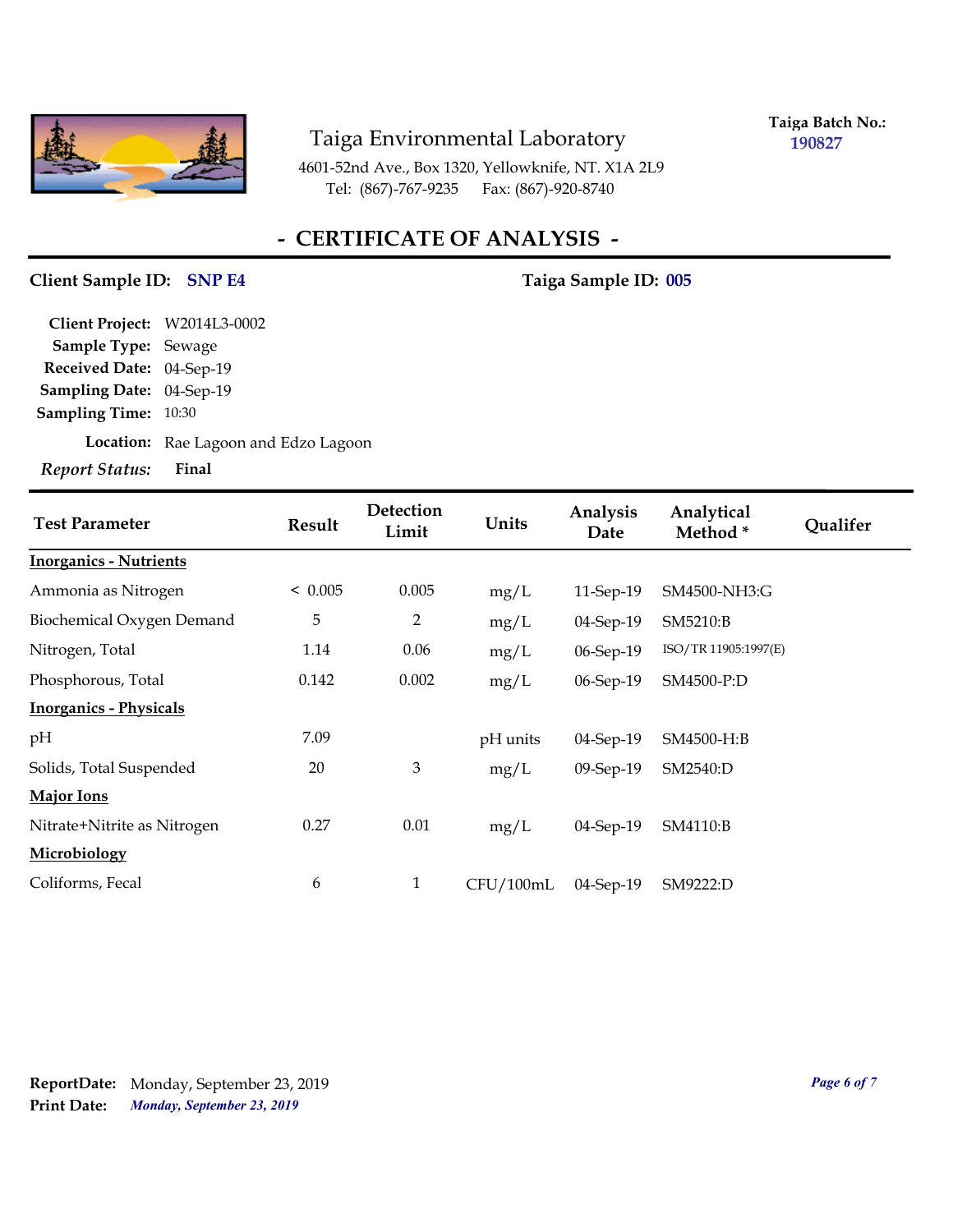# Taiga Environmental Laboratory

4601-52nd Ave., Box 1320, Yellowknife, NT. X1A 2L9
Tel: (867)-767-9235 Fax: (867)-920-8740

**Taiga Batch No.:** 190827

## - CERTIFICATE OF ANALYSIS -

**Client Sample ID:** SNP E4 **Taiga Sample ID:** 005

**Client Project:** W2014L3-0002
**Sample Type:** Sewage
**Received Date:** 04-Sep-19
**Sampling Date:** 04-Sep-19
**Sampling Time:** 10:30
**Location:** Rae Lagoon and Edzo Lagoon
***Report Status:*** **Final**

| Test Parameter | Result | Detection Limit | Units | Analysis Date | Analytical Method * | Qualifer |
|---|---|---|---|---|---|---|
| **Inorganics - Nutrients** | | | | | | |
| Ammonia as Nitrogen | < 0.005 | 0.005 | mg/L | 11-Sep-19 | SM4500-NH3:G | |
| Biochemical Oxygen Demand | 5 | 2 | mg/L | 04-Sep-19 | SM5210:B | |
| Nitrogen, Total | 1.14 | 0.06 | mg/L | 06-Sep-19 | ISO/TR 11905:1997(E) | |
| Phosphorous, Total | 0.142 | 0.002 | mg/L | 06-Sep-19 | SM4500-P:D | |
| **Inorganics - Physicals** | | | | | | |
| pH | 7.09 | | pH units | 04-Sep-19 | SM4500-H:B | |
| Solids, Total Suspended | 20 | 3 | mg/L | 09-Sep-19 | SM2540:D | |
| **Major Ions** | | | | | | |
| Nitrate+Nitrite as Nitrogen | 0.27 | 0.01 | mg/L | 04-Sep-19 | SM4110:B | |
| **Microbiology** | | | | | | |
| Coliforms, Fecal | 6 | 1 | CFU/100mL | 04-Sep-19 | SM9222:D | |

**ReportDate:** Monday, September 23, 2019
**Print Date:** ***Monday, September 23, 2019***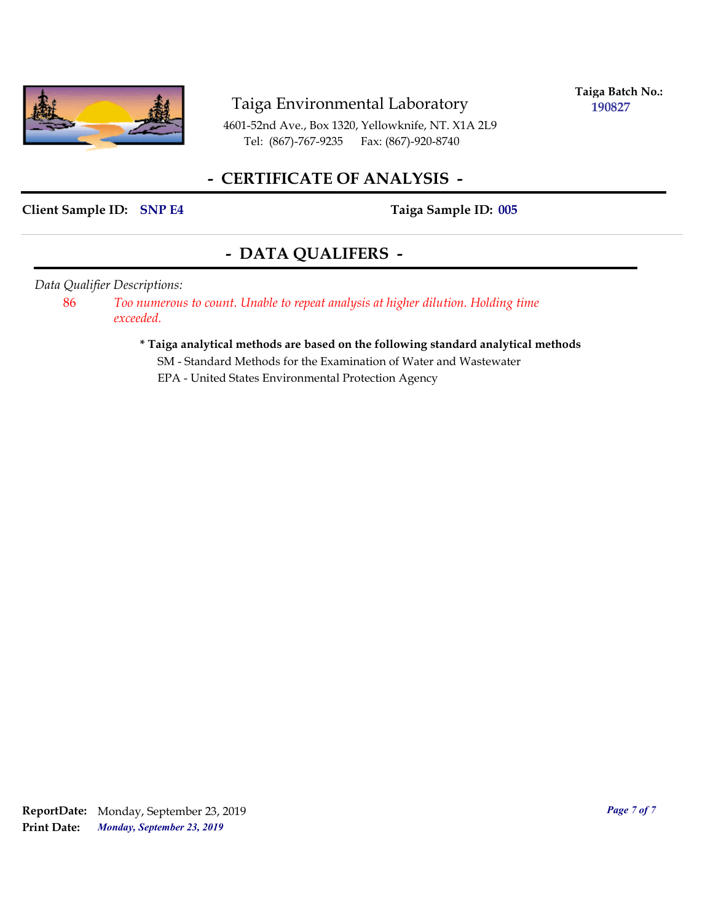Taiga Environmental Laboratory

4601-52nd Ave., Box 1320, Yellowknife, NT. X1A 2L9
Tel: (867)-767-9235 Fax: (867)-920-8740

**Taiga Batch No.:** 190827

# - CERTIFICATE OF ANALYSIS -

**Client Sample ID:** SNP E4 **Taiga Sample ID:** 005

## - DATA QUALIFERS -

*Data Qualifier Descriptions:*

86 *Too numerous to count. Unable to repeat analysis at higher dilution. Holding time exceeded.*

**\* Taiga analytical methods are based on the following standard analytical methods**

SM - Standard Methods for the Examination of Water and Wastewater
EPA - United States Environmental Protection Agency

**ReportDate:** Monday, September 23, 2019
**Print Date:** *Monday, September 23, 2019*